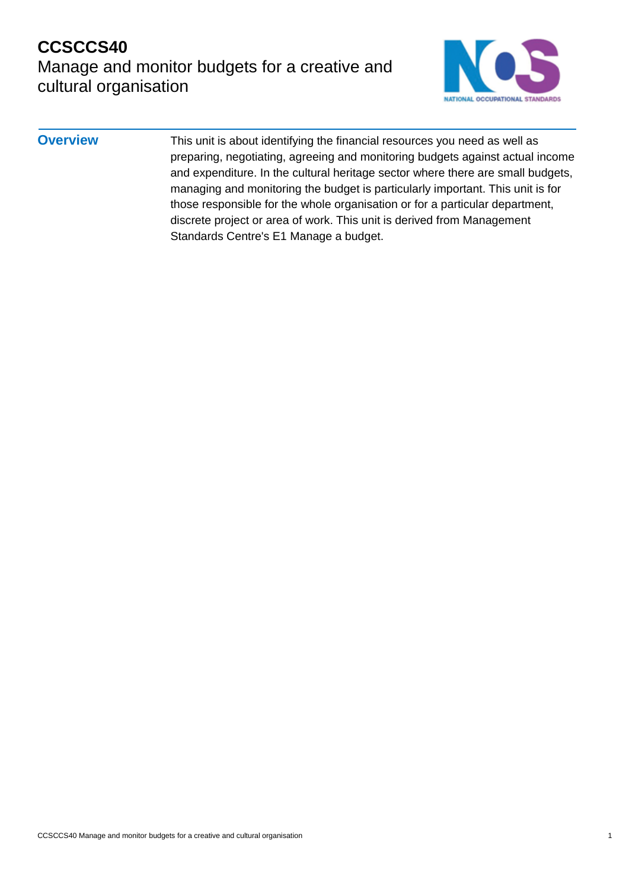# CCSCCS40

## Manage and monitor budgets for a creative and cultural organisation

### Overview

This unit is about identifying the financial resources you need as well as preparing, negotiating, agreeing and monitoring budgets against actual income and expenditure. In the cultural heritage sector where there are small budgets, managing and monitoring the budget is particularly important. This unit is for those responsible for the whole organisation or for a particular department, discrete project or area of work. This unit is derived from Management Standards Centre's E1 Manage a budget.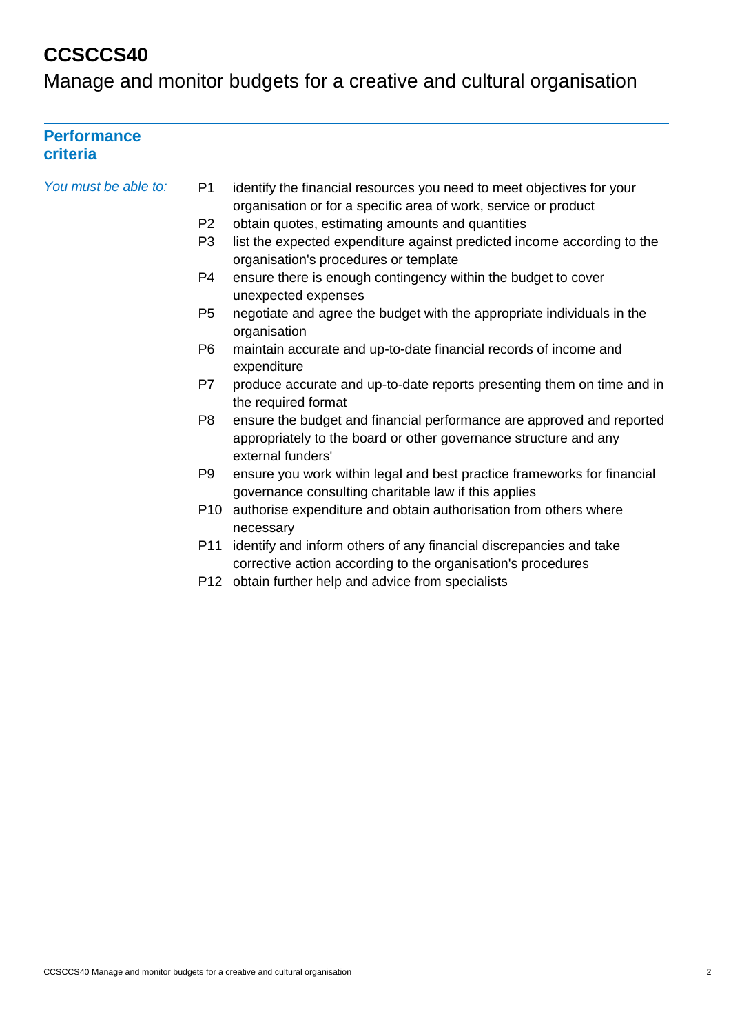# CCSCCS40

## Manage and monitor budgets for a creative and cultural organisation

### Performance criteria

*You must be able to:*

- P1 identify the financial resources you need to meet objectives for your organisation or for a specific area of work, service or product
- P2 obtain quotes, estimating amounts and quantities
- P3 list the expected expenditure against predicted income according to the organisation's procedures or template
- P4 ensure there is enough contingency within the budget to cover unexpected expenses
- P5 negotiate and agree the budget with the appropriate individuals in the organisation
- P6 maintain accurate and up-to-date financial records of income and expenditure
- P7 produce accurate and up-to-date reports presenting them on time and in the required format
- P8 ensure the budget and financial performance are approved and reported appropriately to the board or other governance structure and any external funders'
- P9 ensure you work within legal and best practice frameworks for financial governance consulting charitable law if this applies
- P10 authorise expenditure and obtain authorisation from others where necessary
- P11 identify and inform others of any financial discrepancies and take corrective action according to the organisation's procedures
- P12 obtain further help and advice from specialists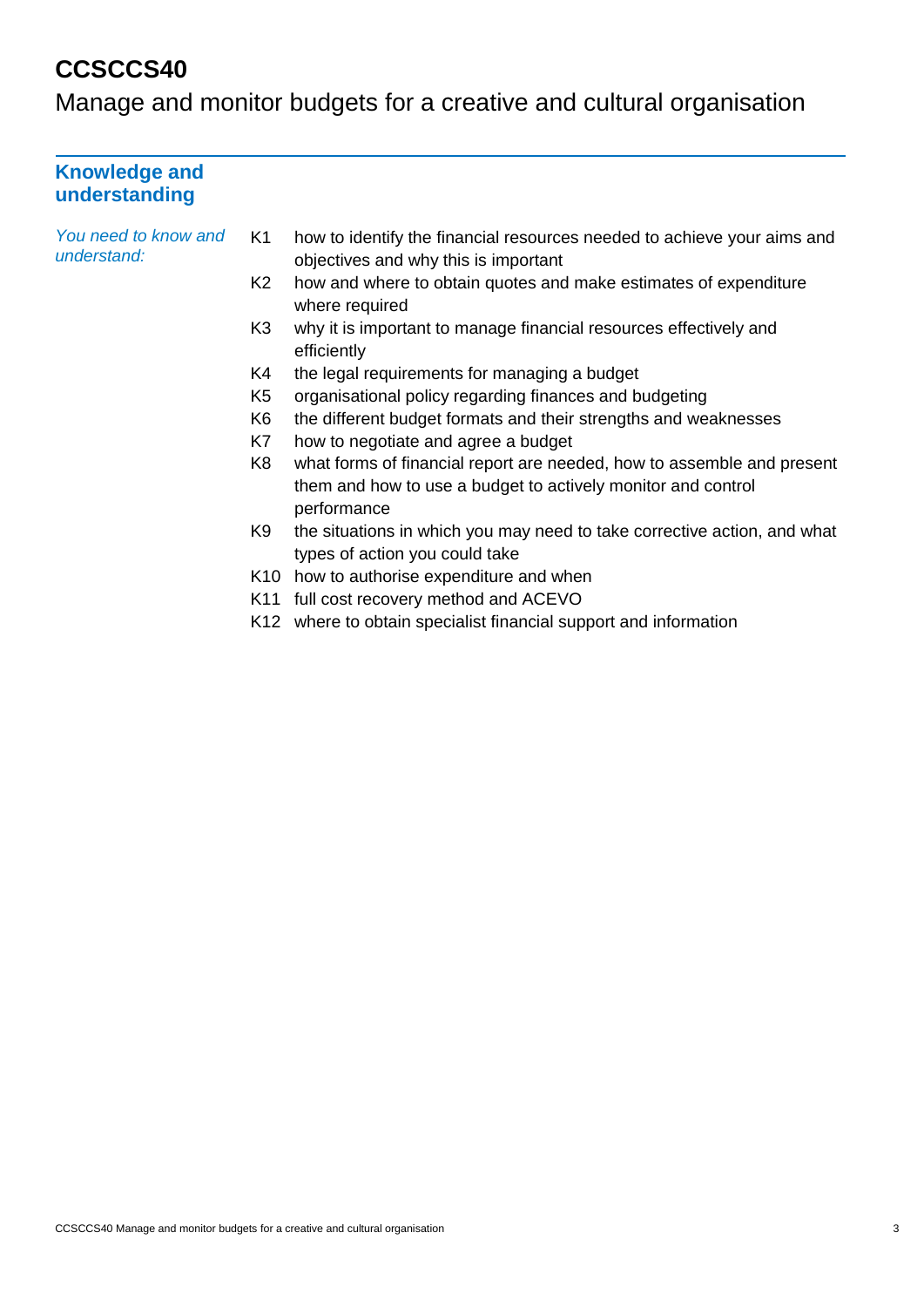# CCSCCS40

Manage and monitor budgets for a creative and cultural organisation

## Knowledge and understanding

*You need to know and understand:*

- K1 how to identify the financial resources needed to achieve your aims and objectives and why this is important
- K2 how and where to obtain quotes and make estimates of expenditure where required
- K3 why it is important to manage financial resources effectively and efficiently
- K4 the legal requirements for managing a budget
- K5 organisational policy regarding finances and budgeting
- K6 the different budget formats and their strengths and weaknesses
- K7 how to negotiate and agree a budget
- K8 what forms of financial report are needed, how to assemble and present them and how to use a budget to actively monitor and control performance
- K9 the situations in which you may need to take corrective action, and what types of action you could take
- K10 how to authorise expenditure and when
- K11 full cost recovery method and ACEVO
- K12 where to obtain specialist financial support and information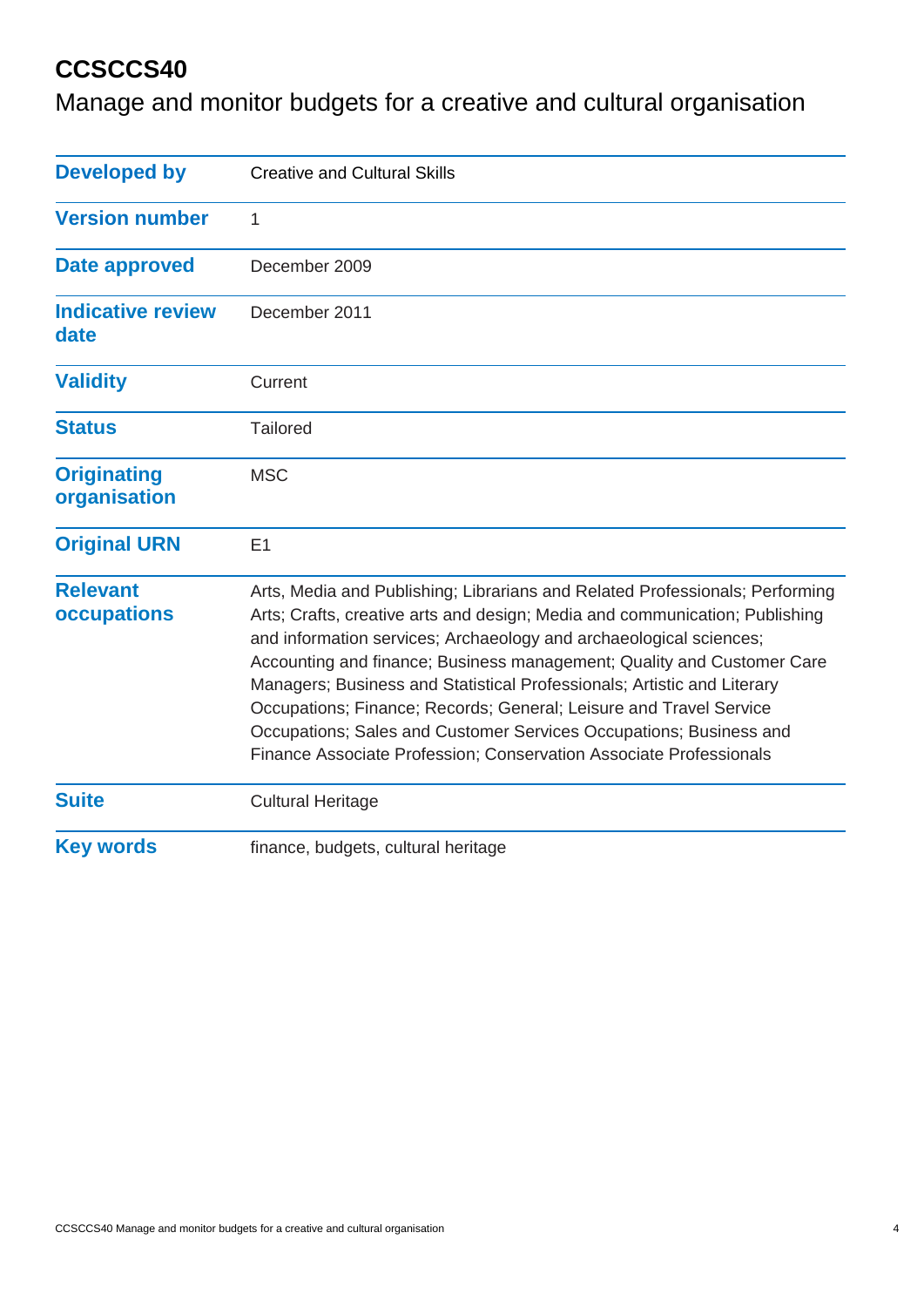# CCSCCS40

## Manage and monitor budgets for a creative and cultural organisation

| | |
|---|---|
| **Developed by** | Creative and Cultural Skills |
| **Version number** | 1 |
| **Date approved** | December 2009 |
| **Indicative review date** | December 2011 |
| **Validity** | Current |
| **Status** | Tailored |
| **Originating organisation** | MSC |
| **Original URN** | E1 |
| **Relevant occupations** | Arts, Media and Publishing; Librarians and Related Professionals; Performing Arts; Crafts, creative arts and design; Media and communication; Publishing and information services; Archaeology and archaeological sciences; Accounting and finance; Business management; Quality and Customer Care Managers; Business and Statistical Professionals; Artistic and Literary Occupations; Finance; Records; General; Leisure and Travel Service Occupations; Sales and Customer Services Occupations; Business and Finance Associate Profession; Conservation Associate Professionals |
| **Suite** | Cultural Heritage |
| **Key words** | finance, budgets, cultural heritage |